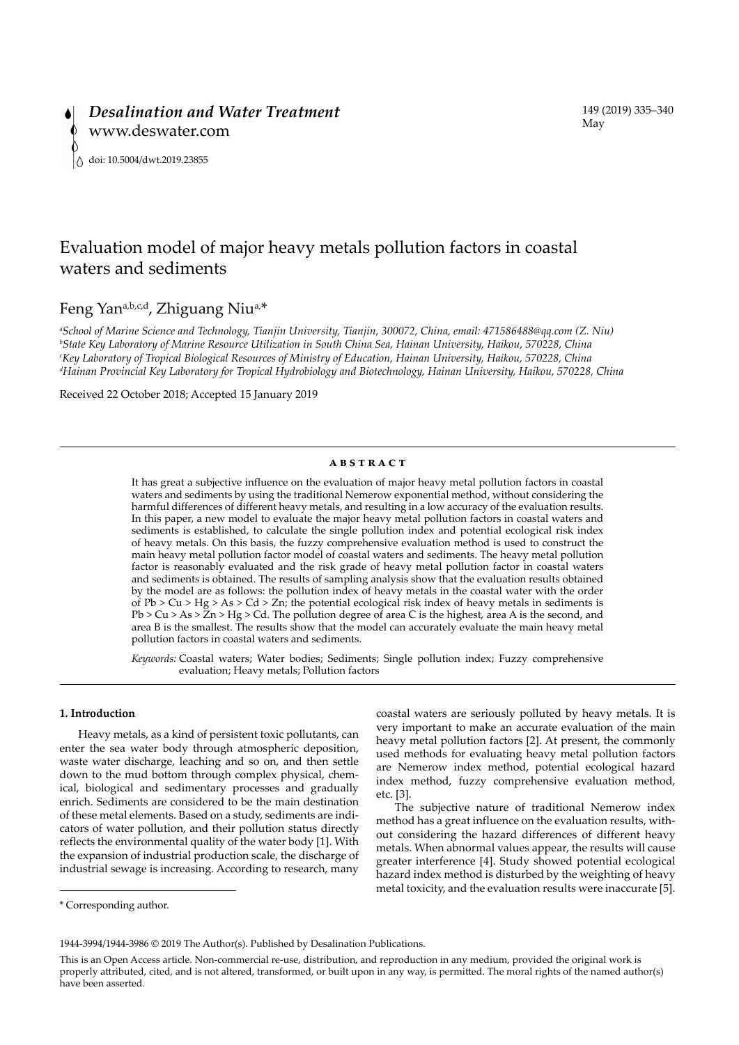# Evaluation model of major heavy metals pollution factors in coastal waters and sediments

Feng Yan[a,b,c,d], Zhiguang Niu[a,*]

[a]*School of Marine Science and Technology, Tianjin University, Tianjin, 300072, China, email: 471586488@qq.com (Z. Niu)*
[b]*State Key Laboratory of Marine Resource Utilization in South China Sea, Hainan University, Haikou, 570228, China*
[c]*Key Laboratory of Tropical Biological Resources of Ministry of Education, Hainan University, Haikou, 570228, China*
[d]*Hainan Provincial Key Laboratory for Tropical Hydrobiology and Biotechnology, Hainan University, Haikou, 570228, China*

Received 22 October 2018; Accepted 15 January 2019

## ABSTRACT

It has great a subjective influence on the evaluation of major heavy metal pollution factors in coastal waters and sediments by using the traditional Nemerow exponential method, without considering the harmful differences of different heavy metals, and resulting in a low accuracy of the evaluation results. In this paper, a new model to evaluate the major heavy metal pollution factors in coastal waters and sediments is established, to calculate the single pollution index and potential ecological risk index of heavy metals. On this basis, the fuzzy comprehensive evaluation method is used to construct the main heavy metal pollution factor model of coastal waters and sediments. The heavy metal pollution factor is reasonably evaluated and the risk grade of heavy metal pollution factor in coastal waters and sediments is obtained. The results of sampling analysis show that the evaluation results obtained by the model are as follows: the pollution index of heavy metals in the coastal water with the order of Pb > Cu > Hg > As > Cd > Zn; the potential ecological risk index of heavy metals in sediments is Pb > Cu > As > Zn > Hg > Cd. The pollution degree of area C is the highest, area A is the second, and area B is the smallest. The results show that the model can accurately evaluate the main heavy metal pollution factors in coastal waters and sediments.

*Keywords:* Coastal waters; Water bodies; Sediments; Single pollution index; Fuzzy comprehensive evaluation; Heavy metals; Pollution factors

## 1. Introduction

Heavy metals, as a kind of persistent toxic pollutants, can enter the sea water body through atmospheric deposition, waste water discharge, leaching and so on, and then settle down to the mud bottom through complex physical, chemical, biological and sedimentary processes and gradually enrich. Sediments are considered to be the main destination of these metal elements. Based on a study, sediments are indicators of water pollution, and their pollution status directly reflects the environmental quality of the water body [1]. With the expansion of industrial production scale, the discharge of industrial sewage is increasing. According to research, many coastal waters are seriously polluted by heavy metals. It is very important to make an accurate evaluation of the main heavy metal pollution factors [2]. At present, the commonly used methods for evaluating heavy metal pollution factors are Nemerow index method, potential ecological hazard index method, fuzzy comprehensive evaluation method, etc. [3].

The subjective nature of traditional Nemerow index method has a great influence on the evaluation results, without considering the hazard differences of different heavy metals. When abnormal values appear, the results will cause greater interference [4]. Study showed potential ecological hazard index method is disturbed by the weighting of heavy metal toxicity, and the evaluation results were inaccurate [5].

\* Corresponding author.

1944-3994/1944-3986 © 2019 The Author(s). Published by Desalination Publications.

This is an Open Access article. Non-commercial re-use, distribution, and reproduction in any medium, provided the original work is properly attributed, cited, and is not altered, transformed, or built upon in any way, is permitted. The moral rights of the named author(s) have been asserted.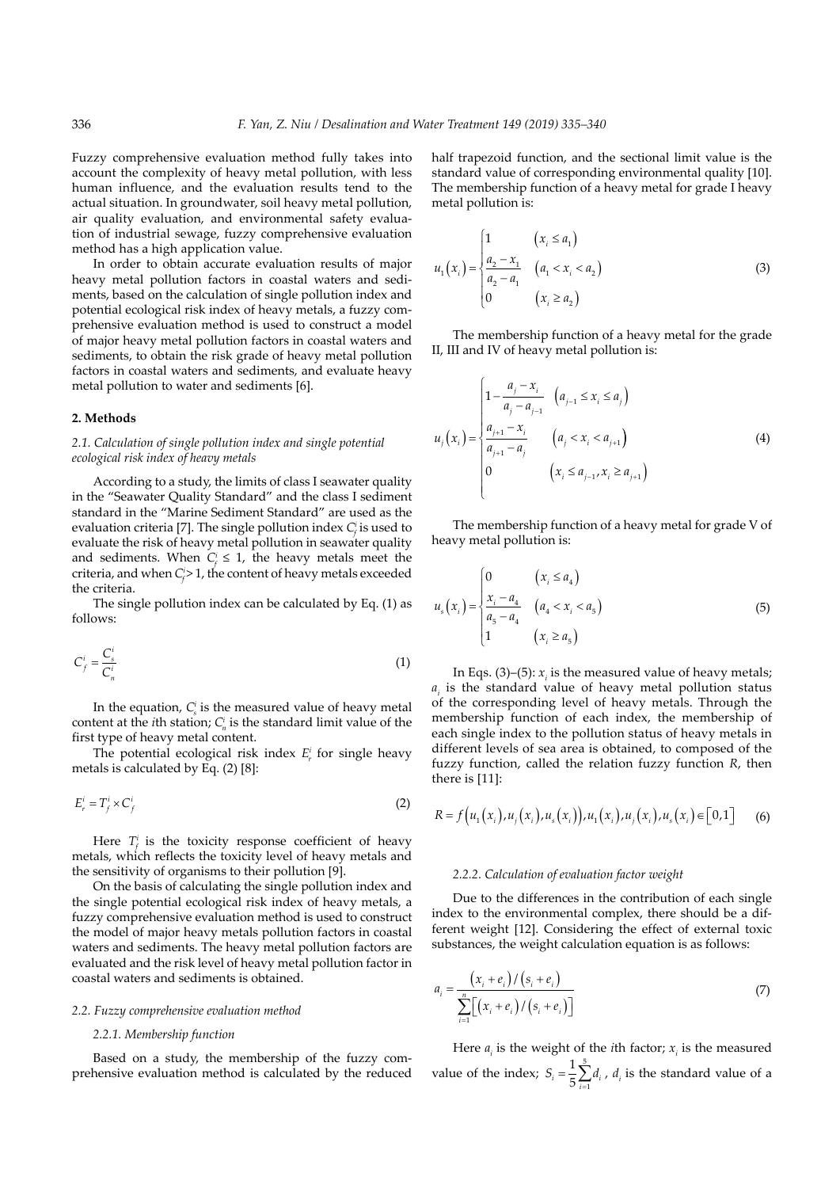Fuzzy comprehensive evaluation method fully takes into account the complexity of heavy metal pollution, with less human influence, and the evaluation results tend to the actual situation. In groundwater, soil heavy metal pollution, air quality evaluation, and environmental safety evaluation of industrial sewage, fuzzy comprehensive evaluation method has a high application value.

In order to obtain accurate evaluation results of major heavy metal pollution factors in coastal waters and sediments, based on the calculation of single pollution index and potential ecological risk index of heavy metals, a fuzzy comprehensive evaluation method is used to construct a model of major heavy metal pollution factors in coastal waters and sediments, to obtain the risk grade of heavy metal pollution factors in coastal waters and sediments, and evaluate heavy metal pollution to water and sediments [6].

## 2. Methods

### 2.1. Calculation of single pollution index and single potential ecological risk index of heavy metals

According to a study, the limits of class I seawater quality in the "Seawater Quality Standard" and the class I sediment standard in the "Marine Sediment Standard" are used as the evaluation criteria [7]. The single pollution index $C_f^i$ is used to evaluate the risk of heavy metal pollution in seawater quality and sediments. When $C_f^i \leq 1$, the heavy metals meet the criteria, and when $C_f^i > 1$, the content of heavy metals exceeded the criteria.

The single pollution index can be calculated by Eq. (1) as follows:

$$C_f^i = \frac{C_s^i}{C_n^i} \tag{1}$$

In the equation, $C_s^i$ is the measured value of heavy metal content at the $i$th station; $C_n^i$ is the standard limit value of the first type of heavy metal content.

The potential ecological risk index $E_r^i$ for single heavy metals is calculated by Eq. (2) [8]:

$$E_r^i = T_f^i \times C_f^i \tag{2}$$

Here $T_f^i$ is the toxicity response coefficient of heavy metals, which reflects the toxicity level of heavy metals and the sensitivity of organisms to their pollution [9].

On the basis of calculating the single pollution index and the single potential ecological risk index of heavy metals, a fuzzy comprehensive evaluation method is used to construct the model of major heavy metals pollution factors in coastal waters and sediments. The heavy metal pollution factors are evaluated and the risk level of heavy metal pollution factor in coastal waters and sediments is obtained.

### 2.2. Fuzzy comprehensive evaluation method

#### 2.2.1. Membership function

Based on a study, the membership of the fuzzy comprehensive evaluation method is calculated by the reduced half trapezoid function, and the sectional limit value is the standard value of corresponding environmental quality [10]. The membership function of a heavy metal for grade I heavy metal pollution is:

$$u_1(x_i) = \begin{cases} 1 & (x_i \leq a_1) \\ \dfrac{a_2 - x_1}{a_2 - a_1} & (a_1 < x_i < a_2) \\ 0 & (x_i \geq a_2) \end{cases} \tag{3}$$

The membership function of a heavy metal for the grade II, III and IV of heavy metal pollution is:

$$u_j(x_i) = \begin{cases} 1 - \dfrac{a_j - x_i}{a_j - a_{j-1}} & (a_{j-1} \leq x_i \leq a_j) \\ \dfrac{a_{j+1} - x_i}{a_{j+1} - a_j} & (a_j < x_i < a_{j+1}) \\ 0 & (x_i \leq a_{j-1}, x_i \geq a_{j+1}) \end{cases} \tag{4}$$

The membership function of a heavy metal for grade V of heavy metal pollution is:

$$u_s(x_i) = \begin{cases} 0 & (x_i \leq a_4) \\ \dfrac{x_i - a_4}{a_5 - a_4} & (a_4 < x_i < a_5) \\ 1 & (x_i \geq a_5) \end{cases} \tag{5}$$

In Eqs. (3)–(5): $x_i$ is the measured value of heavy metals; $a_i$ is the standard value of heavy metal pollution status of the corresponding level of heavy metals. Through the membership function of each index, the membership of each single index to the pollution status of heavy metals in different levels of sea area is obtained, to composed of the fuzzy function, called the relation fuzzy function $R$, then there is [11]:

$$R = f\left(u_1(x_i), u_j(x_i), u_s(x_i)\right), u_1(x_i), u_j(x_i), u_s(x_i) \in [0,1] \tag{6}$$

#### 2.2.2. Calculation of evaluation factor weight

Due to the differences in the contribution of each single index to the environmental complex, there should be a different weight [12]. Considering the effect of external toxic substances, the weight calculation equation is as follows:

$$a_i = \frac{(x_i + e_i)/(s_i + e_i)}{\sum_{i=1}^{n}\left[(x_i + e_i)/(s_i + e_i)\right]} \tag{7}$$

Here $a_i$ is the weight of the $i$th factor; $x_i$ is the measured value of the index; $S_i = \frac{1}{5}\sum_{i=1}^{5} d_i$, $d_i$ is the standard value of a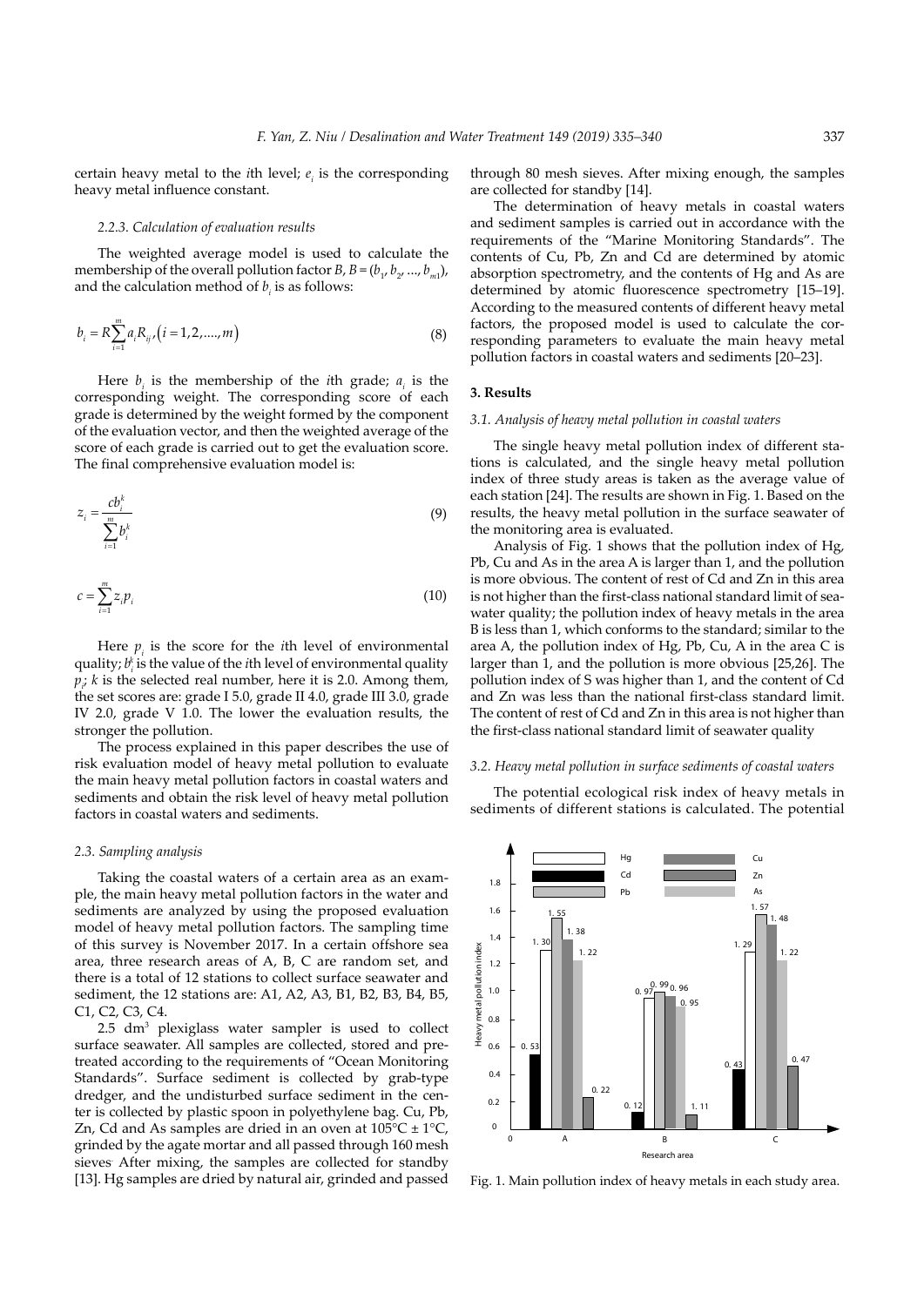certain heavy metal to the $i$th level; $e_i$ is the corresponding heavy metal influence constant.

#### 2.2.3. Calculation of evaluation results

The weighted average model is used to calculate the membership of the overall pollution factor $B$, $B = (b_1, b_2, ..., b_{m1})$, and the calculation method of $b_i$ is as follows:

$$b_i = R\sum_{i=1}^{m} a_i R_{ij}, (i = 1,2,....,m) \tag{8}$$

Here $b_i$ is the membership of the $i$th grade; $a_i$ is the corresponding weight. The corresponding score of each grade is determined by the weight formed by the component of the evaluation vector, and then the weighted average of the score of each grade is carried out to get the evaluation score. The final comprehensive evaluation model is:

$$z_i = \frac{cb_i^k}{\sum_{i=1}^{m} b_i^k} \tag{9}$$

$$c = \sum_{i=1}^{m} z_i p_i \tag{10}$$

Here $p_i$ is the score for the $i$th level of environmental quality; $b_i^i$ is the value of the $i$th level of environmental quality $p_i$; $k$ is the selected real number, here it is 2.0. Among them, the set scores are: grade I 5.0, grade II 4.0, grade III 3.0, grade IV 2.0, grade V 1.0. The lower the evaluation results, the stronger the pollution.

The process explained in this paper describes the use of risk evaluation model of heavy metal pollution to evaluate the main heavy metal pollution factors in coastal waters and sediments and obtain the risk level of heavy metal pollution factors in coastal waters and sediments.

### 2.3. Sampling analysis

Taking the coastal waters of a certain area as an example, the main heavy metal pollution factors in the water and sediments are analyzed by using the proposed evaluation model of heavy metal pollution factors. The sampling time of this survey is November 2017. In a certain offshore sea area, three research areas of A, B, C are random set, and there is a total of 12 stations to collect surface seawater and sediment, the 12 stations are: A1, A2, A3, B1, B2, B3, B4, B5, C1, C2, C3, C4.

2.5 $dm^3$ plexiglass water sampler is used to collect surface seawater. All samples are collected, stored and pretreated according to the requirements of "Ocean Monitoring Standards". Surface sediment is collected by grab-type dredger, and the undisturbed surface sediment in the center is collected by plastic spoon in polyethylene bag. Cu, Pb, Zn, Cd and As samples are dried in an oven at 105°C ± 1°C, grinded by the agate mortar and all passed through 160 mesh sieves. After mixing, the samples are collected for standby [13]. Hg samples are dried by natural air, grinded and passed through 80 mesh sieves. After mixing enough, the samples are collected for standby [14].

The determination of heavy metals in coastal waters and sediment samples is carried out in accordance with the requirements of the "Marine Monitoring Standards". The contents of Cu, Pb, Zn and Cd are determined by atomic absorption spectrometry, and the contents of Hg and As are determined by atomic fluorescence spectrometry [15–19]. According to the measured contents of different heavy metal factors, the proposed model is used to calculate the corresponding parameters to evaluate the main heavy metal pollution factors in coastal waters and sediments [20–23].

## 3. Results

### 3.1. Analysis of heavy metal pollution in coastal waters

The single heavy metal pollution index of different stations is calculated, and the single heavy metal pollution index of three study areas is taken as the average value of each station [24]. The results are shown in Fig. 1. Based on the results, the heavy metal pollution in the surface seawater of the monitoring area is evaluated.

Analysis of Fig. 1 shows that the pollution index of Hg, Pb, Cu and As in the area A is larger than 1, and the pollution is more obvious. The content of rest of Cd and Zn in this area is not higher than the first-class national standard limit of seawater quality; the pollution index of heavy metals in the area B is less than 1, which conforms to the standard; similar to the area A, the pollution index of Hg, Pb, Cu, A in the area C is larger than 1, and the pollution is more obvious [25,26]. The pollution index of S was higher than 1, and the content of Cd and Zn was less than the national first-class standard limit. The content of rest of Cd and Zn in this area is not higher than the first-class national standard limit of seawater quality

### 3.2. Heavy metal pollution in surface sediments of coastal waters

The potential ecological risk index of heavy metals in sediments of different stations is calculated. The potential

Fig. 1. Main pollution index of heavy metals in each study area.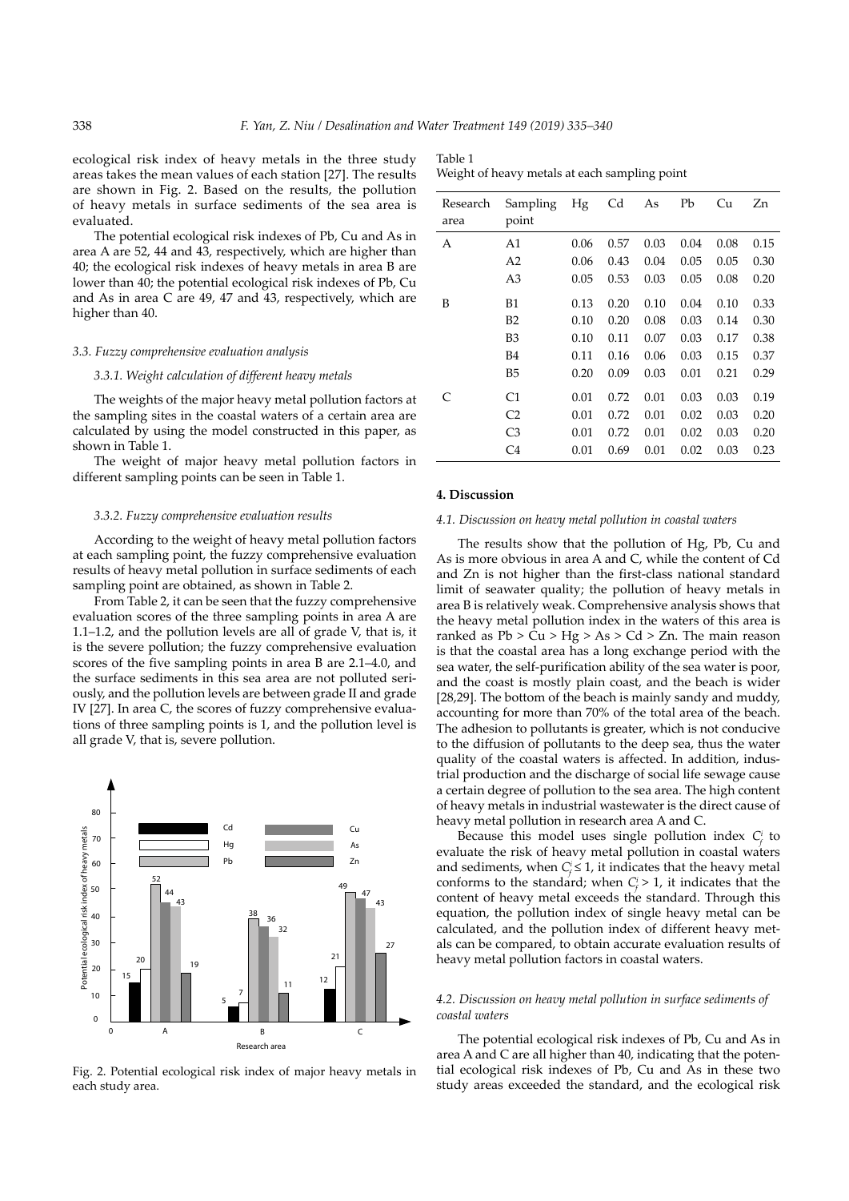ecological risk index of heavy metals in the three study areas takes the mean values of each station [27]. The results are shown in Fig. 2. Based on the results, the pollution of heavy metals in surface sediments of the sea area is evaluated.

The potential ecological risk indexes of Pb, Cu and As in area A are 52, 44 and 43, respectively, which are higher than 40; the ecological risk indexes of heavy metals in area B are lower than 40; the potential ecological risk indexes of Pb, Cu and As in area C are 49, 47 and 43, respectively, which are higher than 40.

### 3.3. Fuzzy comprehensive evaluation analysis

#### 3.3.1. Weight calculation of different heavy metals

The weights of the major heavy metal pollution factors at the sampling sites in the coastal waters of a certain area are calculated by using the model constructed in this paper, as shown in Table 1.

The weight of major heavy metal pollution factors in different sampling points can be seen in Table 1.

#### 3.3.2. Fuzzy comprehensive evaluation results

According to the weight of heavy metal pollution factors at each sampling point, the fuzzy comprehensive evaluation results of heavy metal pollution in surface sediments of each sampling point are obtained, as shown in Table 2.

From Table 2, it can be seen that the fuzzy comprehensive evaluation scores of the three sampling points in area A are 1.1–1.2, and the pollution levels are all of grade V, that is, it is the severe pollution; the fuzzy comprehensive evaluation scores of the five sampling points in area B are 2.1–4.0, and the surface sediments in this sea area are not polluted seriously, and the pollution levels are between grade II and grade IV [27]. In area C, the scores of fuzzy comprehensive evaluations of three sampling points is 1, and the pollution level is all grade V, that is, severe pollution.

Fig. 2. Potential ecological risk index of major heavy metals in each study area.

Table 1
Weight of heavy metals at each sampling point

| Research area | Sampling point | Hg | Cd | As | Pb | Cu | Zn |
|---|---|---|---|---|---|---|---|
| A | A1 | 0.06 | 0.57 | 0.03 | 0.04 | 0.08 | 0.15 |
| | A2 | 0.06 | 0.43 | 0.04 | 0.05 | 0.05 | 0.30 |
| | A3 | 0.05 | 0.53 | 0.03 | 0.05 | 0.08 | 0.20 |
| B | B1 | 0.13 | 0.20 | 0.10 | 0.04 | 0.10 | 0.33 |
| | B2 | 0.10 | 0.20 | 0.08 | 0.03 | 0.14 | 0.30 |
| | B3 | 0.10 | 0.11 | 0.07 | 0.03 | 0.17 | 0.38 |
| | B4 | 0.11 | 0.16 | 0.06 | 0.03 | 0.15 | 0.37 |
| | B5 | 0.20 | 0.09 | 0.03 | 0.01 | 0.21 | 0.29 |
| C | C1 | 0.01 | 0.72 | 0.01 | 0.03 | 0.03 | 0.19 |
| | C2 | 0.01 | 0.72 | 0.01 | 0.02 | 0.03 | 0.20 |
| | C3 | 0.01 | 0.72 | 0.01 | 0.02 | 0.03 | 0.20 |
| | C4 | 0.01 | 0.69 | 0.01 | 0.02 | 0.03 | 0.23 |

## 4. Discussion

### 4.1. Discussion on heavy metal pollution in coastal waters

The results show that the pollution of Hg, Pb, Cu and As is more obvious in area A and C, while the content of Cd and Zn is not higher than the first-class national standard limit of seawater quality; the pollution of heavy metals in area B is relatively weak. Comprehensive analysis shows that the heavy metal pollution index in the waters of this area is ranked as Pb > Cu > Hg > As > Cd > Zn. The main reason is that the coastal area has a long exchange period with the sea water, the self-purification ability of the sea water is poor, and the coast is mostly plain coast, and the beach is wider [28,29]. The bottom of the beach is mainly sandy and muddy, accounting for more than 70% of the total area of the beach. The adhesion to pollutants is greater, which is not conducive to the diffusion of pollutants to the deep sea, thus the water quality of the coastal waters is affected. In addition, industrial production and the discharge of social life sewage cause a certain degree of pollution to the sea area. The high content of heavy metals in industrial wastewater is the direct cause of heavy metal pollution in research area A and C.

Because this model uses single pollution index $C_f^i$ to evaluate the risk of heavy metal pollution in coastal waters and sediments, when $C_f^i \leq 1$, it indicates that the heavy metal conforms to the standard; when $C_f^i > 1$, it indicates that the content of heavy metal exceeds the standard. Through this equation, the pollution index of single heavy metal can be calculated, and the pollution index of different heavy metals can be compared, to obtain accurate evaluation results of heavy metal pollution factors in coastal waters.

### 4.2. Discussion on heavy metal pollution in surface sediments of coastal waters

The potential ecological risk indexes of Pb, Cu and As in area A and C are all higher than 40, indicating that the potential ecological risk indexes of Pb, Cu and As in these two study areas exceeded the standard, and the ecological risk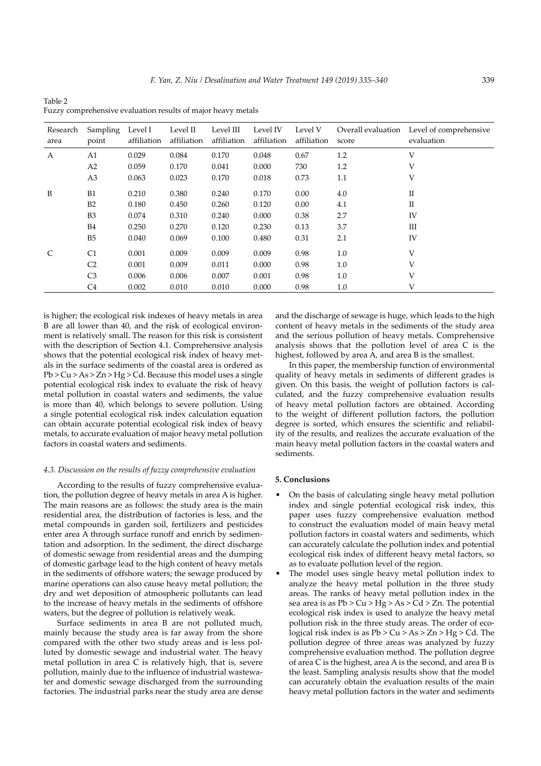Table 2
Fuzzy comprehensive evaluation results of major heavy metals

| Research area | Sampling point | Level I affiliation | Level II affiliation | Level III affiliation | Level IV affiliation | Level V affiliation | Overall evaluation score | Level of comprehensive evaluation |
|---|---|---|---|---|---|---|---|---|
| A | A1 | 0.029 | 0.084 | 0.170 | 0.048 | 0.67 | 1.2 | V |
| | A2 | 0.059 | 0.170 | 0.041 | 0.000 | 730 | 1.2 | V |
| | A3 | 0.063 | 0.023 | 0.170 | 0.018 | 0.73 | 1.1 | V |
| B | B1 | 0.210 | 0.380 | 0.240 | 0.170 | 0.00 | 4.0 | II |
| | B2 | 0.180 | 0.450 | 0.260 | 0.120 | 0.00 | 4.1 | II |
| | B3 | 0.074 | 0.310 | 0.240 | 0.000 | 0.38 | 2.7 | IV |
| | B4 | 0.250 | 0.270 | 0.120 | 0.230 | 0.13 | 3.7 | III |
| | B5 | 0.040 | 0.069 | 0.100 | 0.480 | 0.31 | 2.1 | IV |
| C | C1 | 0.001 | 0.009 | 0.009 | 0.009 | 0.98 | 1.0 | V |
| | C2 | 0.001 | 0.009 | 0.011 | 0.000 | 0.98 | 1.0 | V |
| | C3 | 0.006 | 0.006 | 0.007 | 0.001 | 0.98 | 1.0 | V |
| | C4 | 0.002 | 0.010 | 0.010 | 0.000 | 0.98 | 1.0 | V |

is higher; the ecological risk indexes of heavy metals in area B are all lower than 40, and the risk of ecological environment is relatively small. The reason for this risk is consistent with the description of Section 4.1. Comprehensive analysis shows that the potential ecological risk index of heavy metals in the surface sediments of the coastal area is ordered as Pb > Cu > As > Zn > Hg > Cd. Because this model uses a single potential ecological risk index to evaluate the risk of heavy metal pollution in coastal waters and sediments, the value is more than 40, which belongs to severe pollution. Using a single potential ecological risk index calculation equation can obtain accurate potential ecological risk index of heavy metals, to accurate evaluation of major heavy metal pollution factors in coastal waters and sediments.

### 4.3. Discussion on the results of fuzzy comprehensive evaluation

According to the results of fuzzy comprehensive evaluation, the pollution degree of heavy metals in area A is higher. The main reasons are as follows: the study area is the main residential area, the distribution of factories is less, and the metal compounds in garden soil, fertilizers and pesticides enter area A through surface runoff and enrich by sedimentation and adsorption. In the sediment, the direct discharge of domestic sewage from residential areas and the dumping of domestic garbage lead to the high content of heavy metals in the sediments of offshore waters; the sewage produced by marine operations can also cause heavy metal pollution; the dry and wet deposition of atmospheric pollutants can lead to the increase of heavy metals in the sediments of offshore waters, but the degree of pollution is relatively weak.

Surface sediments in area B are not polluted much, mainly because the study area is far away from the shore compared with the other two study areas and is less polluted by domestic sewage and industrial water. The heavy metal pollution in area C is relatively high, that is, severe pollution, mainly due to the influence of industrial wastewater and domestic sewage discharged from the surrounding factories. The industrial parks near the study area are dense and the discharge of sewage is huge, which leads to the high content of heavy metals in the sediments of the study area and the serious pollution of heavy metals. Comprehensive analysis shows that the pollution level of area C is the highest, followed by area A, and area B is the smallest.

In this paper, the membership function of environmental quality of heavy metals in sediments of different grades is given. On this basis, the weight of pollution factors is calculated, and the fuzzy comprehensive evaluation results of heavy metal pollution factors are obtained. According to the weight of different pollution factors, the pollution degree is sorted, which ensures the scientific and reliability of the results, and realizes the accurate evaluation of the main heavy metal pollution factors in the coastal waters and sediments.

## 5. Conclusions

- On the basis of calculating single heavy metal pollution index and single potential ecological risk index, this paper uses fuzzy comprehensive evaluation method to construct the evaluation model of main heavy metal pollution factors in coastal waters and sediments, which can accurately calculate the pollution index and potential ecological risk index of different heavy metal factors, so as to evaluate pollution level of the region.
- The model uses single heavy metal pollution index to analyze the heavy metal pollution in the three study areas. The ranks of heavy metal pollution index in the sea area is as Pb > Cu > Hg > As > Cd > Zn. The potential ecological risk index is used to analyze the heavy metal pollution risk in the three study areas. The order of ecological risk index is as Pb > Cu > As > Zn > Hg > Cd. The pollution degree of three areas was analyzed by fuzzy comprehensive evaluation method. The pollution degree of area C is the highest, area A is the second, and area B is the least. Sampling analysis results show that the model can accurately obtain the evaluation results of the main heavy metal pollution factors in the water and sediments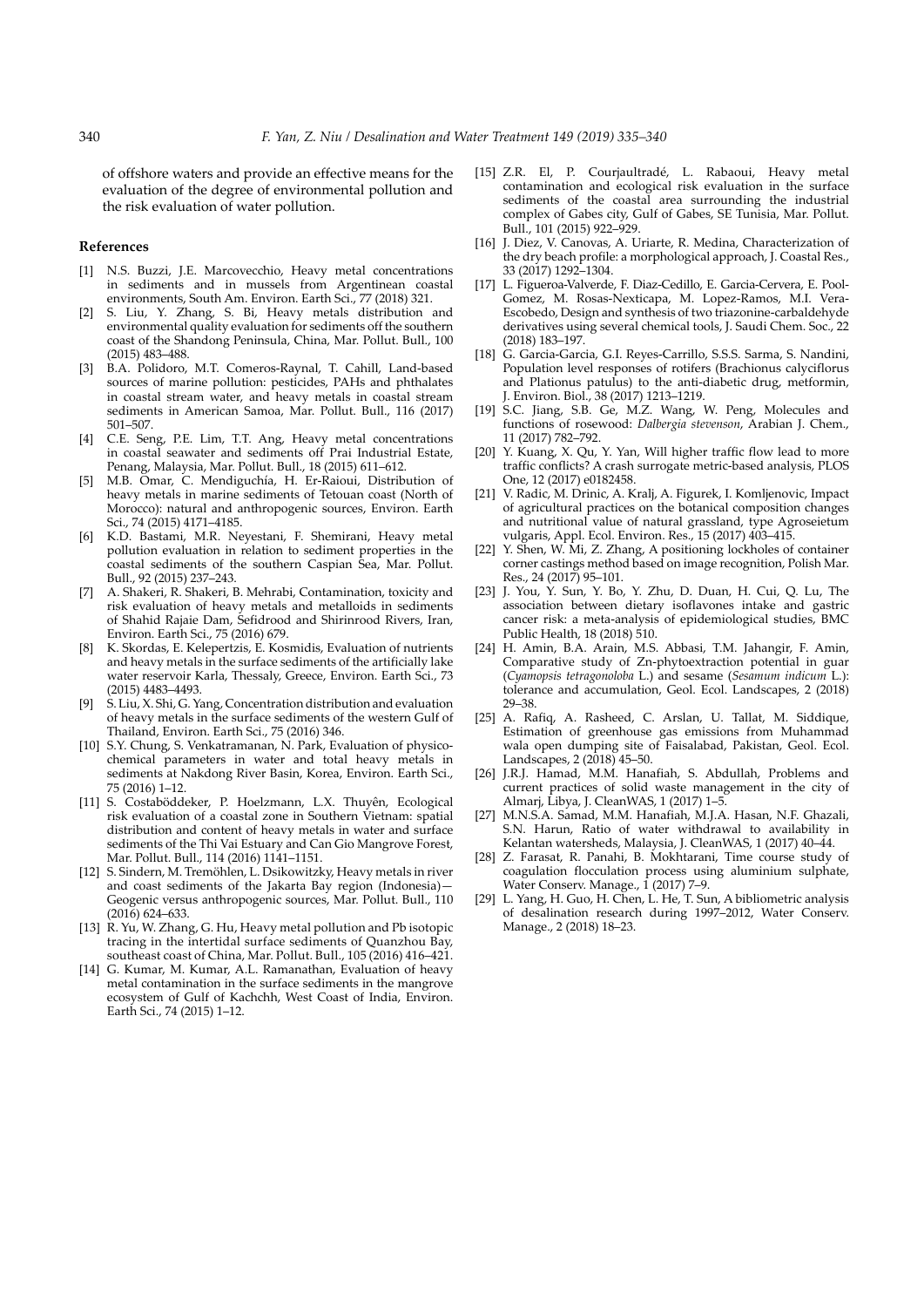of offshore waters and provide an effective means for the evaluation of the degree of environmental pollution and the risk evaluation of water pollution.

## References

[1] N.S. Buzzi, J.E. Marcovecchio, Heavy metal concentrations in sediments and in mussels from Argentinean coastal environments, South Am. Environ. Earth Sci., 77 (2018) 321.

[2] S. Liu, Y. Zhang, S. Bi, Heavy metals distribution and environmental quality evaluation for sediments off the southern coast of the Shandong Peninsula, China, Mar. Pollut. Bull., 100 (2015) 483–488.

[3] B.A. Polidoro, M.T. Comeros-Raynal, T. Cahill, Land-based sources of marine pollution: pesticides, PAHs and phthalates in coastal stream water, and heavy metals in coastal stream sediments in American Samoa, Mar. Pollut. Bull., 116 (2017) 501–507.

[4] C.E. Seng, P.E. Lim, T.T. Ang, Heavy metal concentrations in coastal seawater and sediments off Prai Industrial Estate, Penang, Malaysia, Mar. Pollut. Bull., 18 (2015) 611–612.

[5] M.B. Omar, C. Mendiguchía, H. Er-Raioui, Distribution of heavy metals in marine sediments of Tetouan coast (North of Morocco): natural and anthropogenic sources, Environ. Earth Sci., 74 (2015) 4171–4185.

[6] K.D. Bastami, M.R. Neyestani, F. Shemirani, Heavy metal pollution evaluation in relation to sediment properties in the coastal sediments of the southern Caspian Sea, Mar. Pollut. Bull., 92 (2015) 237–243.

[7] A. Shakeri, R. Shakeri, B. Mehrabi, Contamination, toxicity and risk evaluation of heavy metals and metalloids in sediments of Shahid Rajaie Dam, Sefidrood and Shirinrood Rivers, Iran, Environ. Earth Sci., 75 (2016) 679.

[8] K. Skordas, E. Kelepertzis, E. Kosmidis, Evaluation of nutrients and heavy metals in the surface sediments of the artificially lake water reservoir Karla, Thessaly, Greece, Environ. Earth Sci., 73 (2015) 4483–4493.

[9] S. Liu, X. Shi, G. Yang, Concentration distribution and evaluation of heavy metals in the surface sediments of the western Gulf of Thailand, Environ. Earth Sci., 75 (2016) 346.

[10] S.Y. Chung, S. Venkatramanan, N. Park, Evaluation of physico-chemical parameters in water and total heavy metals in sediments at Nakdong River Basin, Korea, Environ. Earth Sci., 75 (2016) 1–12.

[11] S. Costaböddeker, P. Hoelzmann, L.X. Thuyên, Ecological risk evaluation of a coastal zone in Southern Vietnam: spatial distribution and content of heavy metals in water and surface sediments of the Thi Vai Estuary and Can Gio Mangrove Forest, Mar. Pollut. Bull., 114 (2016) 1141–1151.

[12] S. Sindern, M. Tremöhlen, L. Dsikowitzky, Heavy metals in river and coast sediments of the Jakarta Bay region (Indonesia)—Geogenic versus anthropogenic sources, Mar. Pollut. Bull., 110 (2016) 624–633.

[13] R. Yu, W. Zhang, G. Hu, Heavy metal pollution and Pb isotopic tracing in the intertidal surface sediments of Quanzhou Bay, southeast coast of China, Mar. Pollut. Bull., 105 (2016) 416–421.

[14] G. Kumar, M. Kumar, A.L. Ramanathan, Evaluation of heavy metal contamination in the surface sediments in the mangrove ecosystem of Gulf of Kachchh, West Coast of India, Environ. Earth Sci., 74 (2015) 1–12.

[15] Z.R. El, P. Courjaultradé, L. Rabaoui, Heavy metal contamination and ecological risk evaluation in the surface sediments of the coastal area surrounding the industrial complex of Gabes city, Gulf of Gabes, SE Tunisia, Mar. Pollut. Bull., 101 (2015) 922–929.

[16] J. Diez, V. Canovas, A. Uriarte, R. Medina, Characterization of the dry beach profile: a morphological approach, J. Coastal Res., 33 (2017) 1292–1304.

[17] L. Figueroa-Valverde, F. Diaz-Cedillo, E. Garcia-Cervera, E. Pool-Gomez, M. Rosas-Nexticapa, M. Lopez-Ramos, M.I. Vera-Escobedo, Design and synthesis of two triazonine-carbaldehyde derivatives using several chemical tools, J. Saudi Chem. Soc., 22 (2018) 183–197.

[18] G. Garcia-Garcia, G.I. Reyes-Carrillo, S.S.S. Sarma, S. Nandini, Population level responses of rotifers (Brachionus calyciflorus and Plationus patulus) to the anti-diabetic drug, metformin, J. Environ. Biol., 38 (2017) 1213–1219.

[19] S.C. Jiang, S.B. Ge, M.Z. Wang, W. Peng, Molecules and functions of rosewood: *Dalbergia stevenson*, Arabian J. Chem., 11 (2017) 782–792.

[20] Y. Kuang, X. Qu, Y. Yan, Will higher traffic flow lead to more traffic conflicts? A crash surrogate metric-based analysis, PLOS One, 12 (2017) e0182458.

[21] V. Radic, M. Drinic, A. Kralj, A. Figurek, I. Komljenovic, Impact of agricultural practices on the botanical composition changes and nutritional value of natural grassland, type Agroseietum vulgaris, Appl. Ecol. Environ. Res., 15 (2017) 403–415.

[22] Y. Shen, W. Mi, Z. Zhang, A positioning lockholes of container corner castings method based on image recognition, Polish Mar. Res., 24 (2017) 95–101.

[23] J. You, Y. Sun, Y. Bo, Y. Zhu, D. Duan, H. Cui, Q. Lu, The association between dietary isoflavones intake and gastric cancer risk: a meta-analysis of epidemiological studies, BMC Public Health, 18 (2018) 510.

[24] H. Amin, B.A. Arain, M.S. Abbasi, T.M. Jahangir, F. Amin, Comparative study of Zn-phytoextraction potential in guar (*Cyamopsis tetragonoloba* L.) and sesame (*Sesamum indicum* L.): tolerance and accumulation, Geol. Ecol. Landscapes, 2 (2018) 29–38.

[25] A. Rafiq, A. Rasheed, C. Arslan, U. Tallat, M. Siddique, Estimation of greenhouse gas emissions from Muhammad wala open dumping site of Faisalabad, Pakistan, Geol. Ecol. Landscapes, 2 (2018) 45–50.

[26] J.R.J. Hamad, M.M. Hanafiah, S. Abdullah, Problems and current practices of solid waste management in the city of Almarj, Libya, J. CleanWAS, 1 (2017) 1–5.

[27] M.N.S.A. Samad, M.M. Hanafiah, M.J.A. Hasan, N.F. Ghazali, S.N. Harun, Ratio of water withdrawal to availability in Kelantan watersheds, Malaysia, J. CleanWAS, 1 (2017) 40–44.

[28] Z. Farasat, R. Panahi, B. Mokhtarani, Time course study of coagulation flocculation process using aluminium sulphate, Water Conserv. Manage., 1 (2017) 7–9.

[29] L. Yang, H. Guo, H. Chen, L. He, T. Sun, A bibliometric analysis of desalination research during 1997–2012, Water Conserv. Manage., 2 (2018) 18–23.